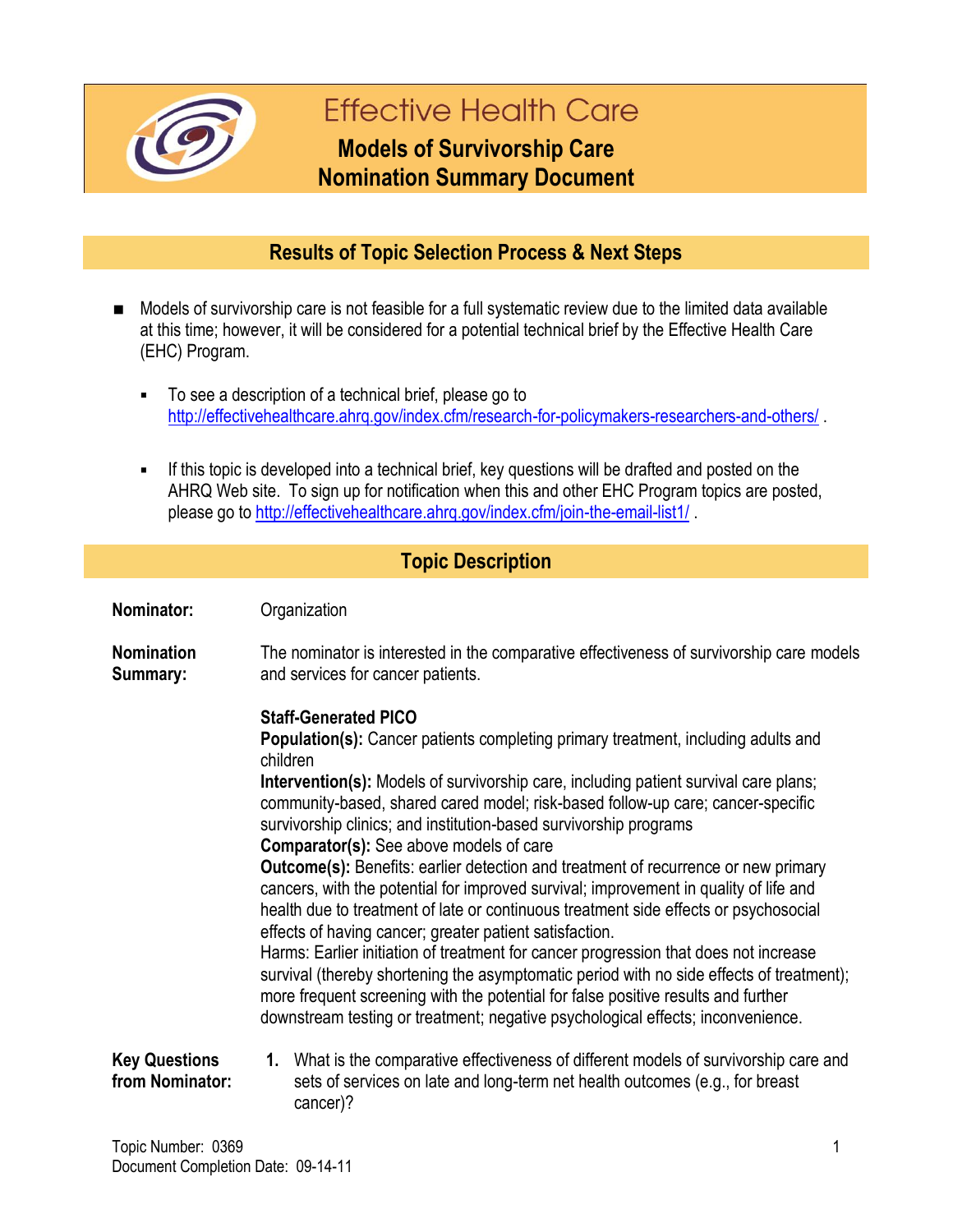# Effective Health Care

## Models of Survivorship Care Nomination Summary Document

## Results of Topic Selection Process & Next Steps

- Models of survivorship care is not feasible for a full systematic review due to the limited data available at this time; however, it will be considered for a potential technical brief by the Effective Health Care (EHC) Program.
  - To see a description of a technical brief, please go to http://effectivehealthcare.ahrq.gov/index.cfm/research-for-policymakers-researchers-and-others/ .
  - If this topic is developed into a technical brief, key questions will be drafted and posted on the AHRQ Web site. To sign up for notification when this and other EHC Program topics are posted, please go to http://effectivehealthcare.ahrq.gov/index.cfm/join-the-email-list1/ .

## Topic Description

**Nominator:** Organization

**Nomination Summary:** The nominator is interested in the comparative effectiveness of survivorship care models and services for cancer patients.

**Staff-Generated PICO**

**Population(s):** Cancer patients completing primary treatment, including adults and children

**Intervention(s):** Models of survivorship care, including patient survival care plans; community-based, shared cared model; risk-based follow-up care; cancer-specific survivorship clinics; and institution-based survivorship programs

**Comparator(s):** See above models of care

**Outcome(s):** Benefits: earlier detection and treatment of recurrence or new primary cancers, with the potential for improved survival; improvement in quality of life and health due to treatment of late or continuous treatment side effects or psychosocial effects of having cancer; greater patient satisfaction.

Harms: Earlier initiation of treatment for cancer progression that does not increase survival (thereby shortening the asymptomatic period with no side effects of treatment); more frequent screening with the potential for false positive results and further downstream testing or treatment; negative psychological effects; inconvenience.

**Key Questions from Nominator:**

1. What is the comparative effectiveness of different models of survivorship care and sets of services on late and long-term net health outcomes (e.g., for breast cancer)?

Topic Number: 0369
Document Completion Date: 09-14-11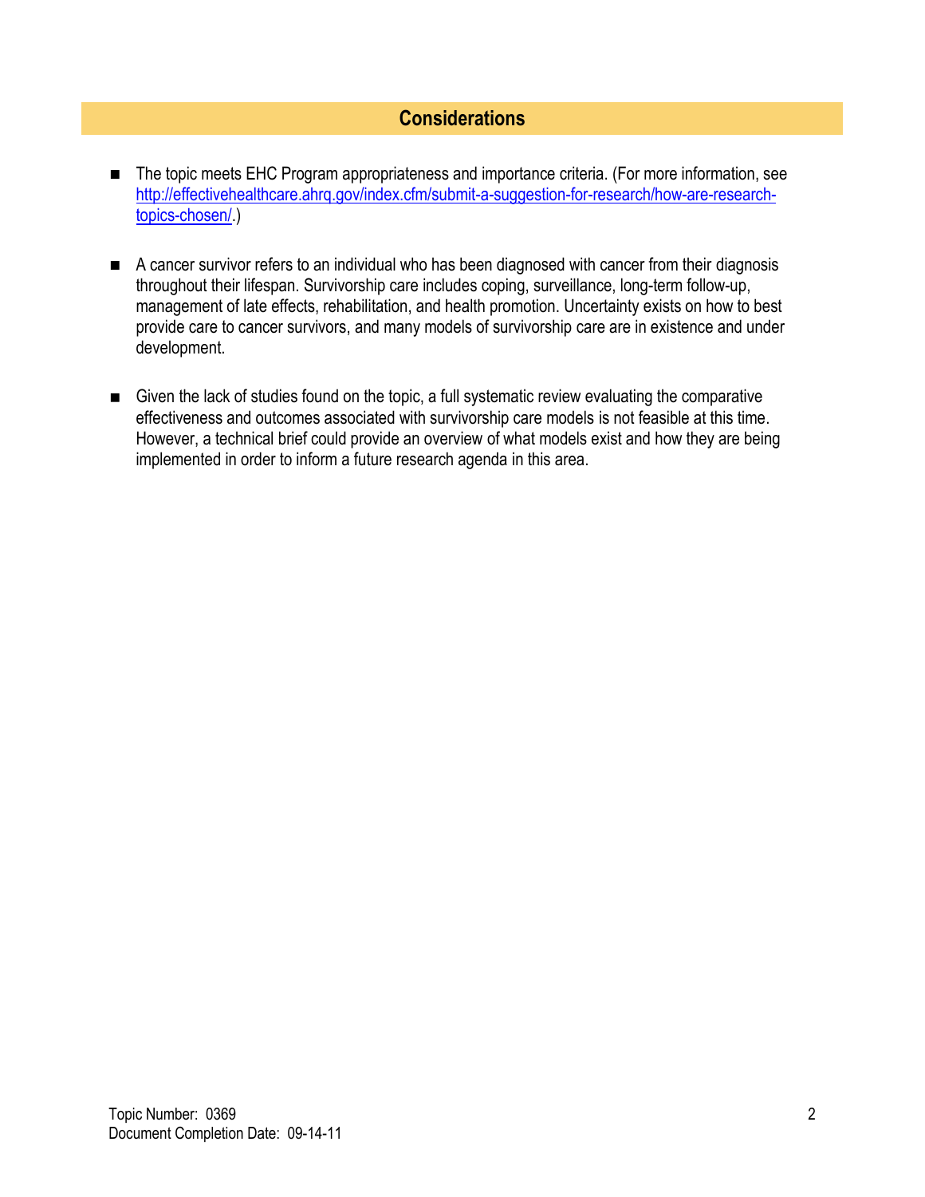## Considerations

- The topic meets EHC Program appropriateness and importance criteria. (For more information, see http://effectivehealthcare.ahrq.gov/index.cfm/submit-a-suggestion-for-research/how-are-research-topics-chosen/.)

- A cancer survivor refers to an individual who has been diagnosed with cancer from their diagnosis throughout their lifespan. Survivorship care includes coping, surveillance, long-term follow-up, management of late effects, rehabilitation, and health promotion. Uncertainty exists on how to best provide care to cancer survivors, and many models of survivorship care are in existence and under development.

- Given the lack of studies found on the topic, a full systematic review evaluating the comparative effectiveness and outcomes associated with survivorship care models is not feasible at this time. However, a technical brief could provide an overview of what models exist and how they are being implemented in order to inform a future research agenda in this area.

Topic Number: 0369
Document Completion Date: 09-14-11